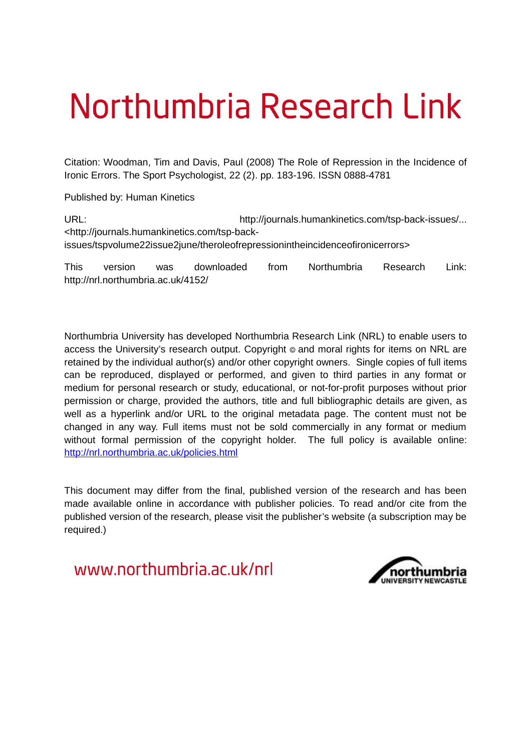# Northumbria Research Link

Citation: Woodman, Tim and Davis, Paul (2008) The Role of Repression in the Incidence of Ironic Errors. The Sport Psychologist, 22 (2). pp. 183-196. ISSN 0888-4781

Published by: Human Kinetics

URL: http://journals.humankinetics.com/tsp-back-issues/... <http://journals.humankinetics.com/tsp-back-issues/tspvolume22issue2june/theroleofrepressionintheincidenceofironicerrors>

This version was downloaded from Northumbria Research Link: http://nrl.northumbria.ac.uk/4152/

Northumbria University has developed Northumbria Research Link (NRL) to enable users to access the University's research output. Copyright © and moral rights for items on NRL are retained by the individual author(s) and/or other copyright owners. Single copies of full items can be reproduced, displayed or performed, and given to third parties in any format or medium for personal research or study, educational, or not-for-profit purposes without prior permission or charge, provided the authors, title and full bibliographic details are given, as well as a hyperlink and/or URL to the original metadata page. The content must not be changed in any way. Full items must not be sold commercially in any format or medium without formal permission of the copyright holder. The full policy is available online: http://nrl.northumbria.ac.uk/policies.html

This document may differ from the final, published version of the research and has been made available online in accordance with publisher policies. To read and/or cite from the published version of the research, please visit the publisher's website (a subscription may be required.)

www.northumbria.ac.uk/nrl

northumbria UNIVERSITY NEWCASTLE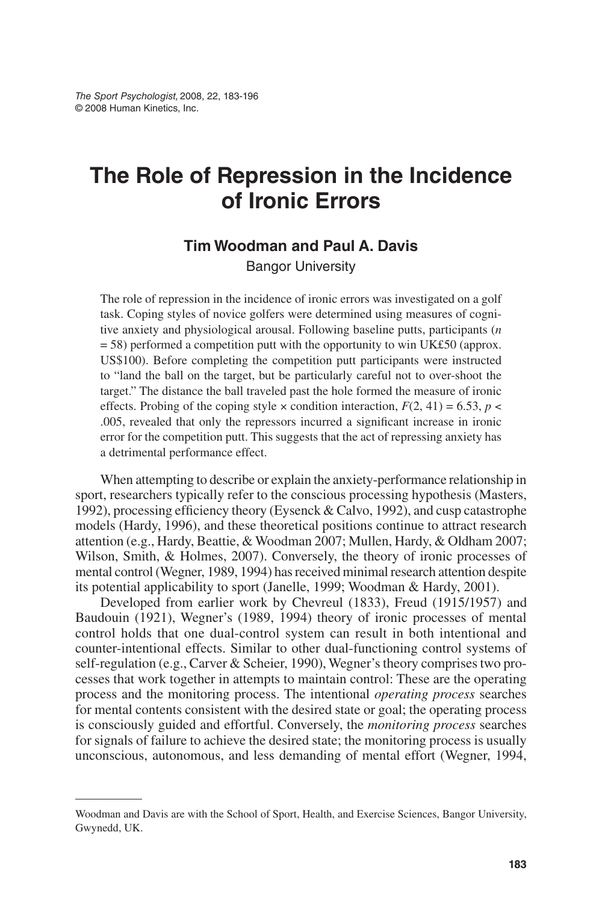# The Role of Repression in the Incidence of Ironic Errors

**Tim Woodman and Paul A. Davis**

Bangor University

The role of repression in the incidence of ironic errors was investigated on a golf task. Coping styles of novice golfers were determined using measures of cognitive anxiety and physiological arousal. Following baseline putts, participants ($n = 58$) performed a competition putt with the opportunity to win UK£50 (approx. US$100). Before completing the competition putt participants were instructed to "land the ball on the target, but be particularly careful not to over-shoot the target." The distance the ball traveled past the hole formed the measure of ironic effects. Probing of the coping style × condition interaction, $F(2, 41) = 6.53$, $p < .005$, revealed that only the repressors incurred a significant increase in ironic error for the competition putt. This suggests that the act of repressing anxiety has a detrimental performance effect.

When attempting to describe or explain the anxiety-performance relationship in sport, researchers typically refer to the conscious processing hypothesis (Masters, 1992), processing efficiency theory (Eysenck & Calvo, 1992), and cusp catastrophe models (Hardy, 1996), and these theoretical positions continue to attract research attention (e.g., Hardy, Beattie, & Woodman 2007; Mullen, Hardy, & Oldham 2007; Wilson, Smith, & Holmes, 2007). Conversely, the theory of ironic processes of mental control (Wegner, 1989, 1994) has received minimal research attention despite its potential applicability to sport (Janelle, 1999; Woodman & Hardy, 2001).

Developed from earlier work by Chevreul (1833), Freud (1915/1957) and Baudouin (1921), Wegner's (1989, 1994) theory of ironic processes of mental control holds that one dual-control system can result in both intentional and counter-intentional effects. Similar to other dual-functioning control systems of self-regulation (e.g., Carver & Scheier, 1990), Wegner's theory comprises two processes that work together in attempts to maintain control: These are the operating process and the monitoring process. The intentional *operating process* searches for mental contents consistent with the desired state or goal; the operating process is consciously guided and effortful. Conversely, the *monitoring process* searches for signals of failure to achieve the desired state; the monitoring process is usually unconscious, autonomous, and less demanding of mental effort (Wegner, 1994,

Woodman and Davis are with the School of Sport, Health, and Exercise Sciences, Bangor University, Gwynedd, UK.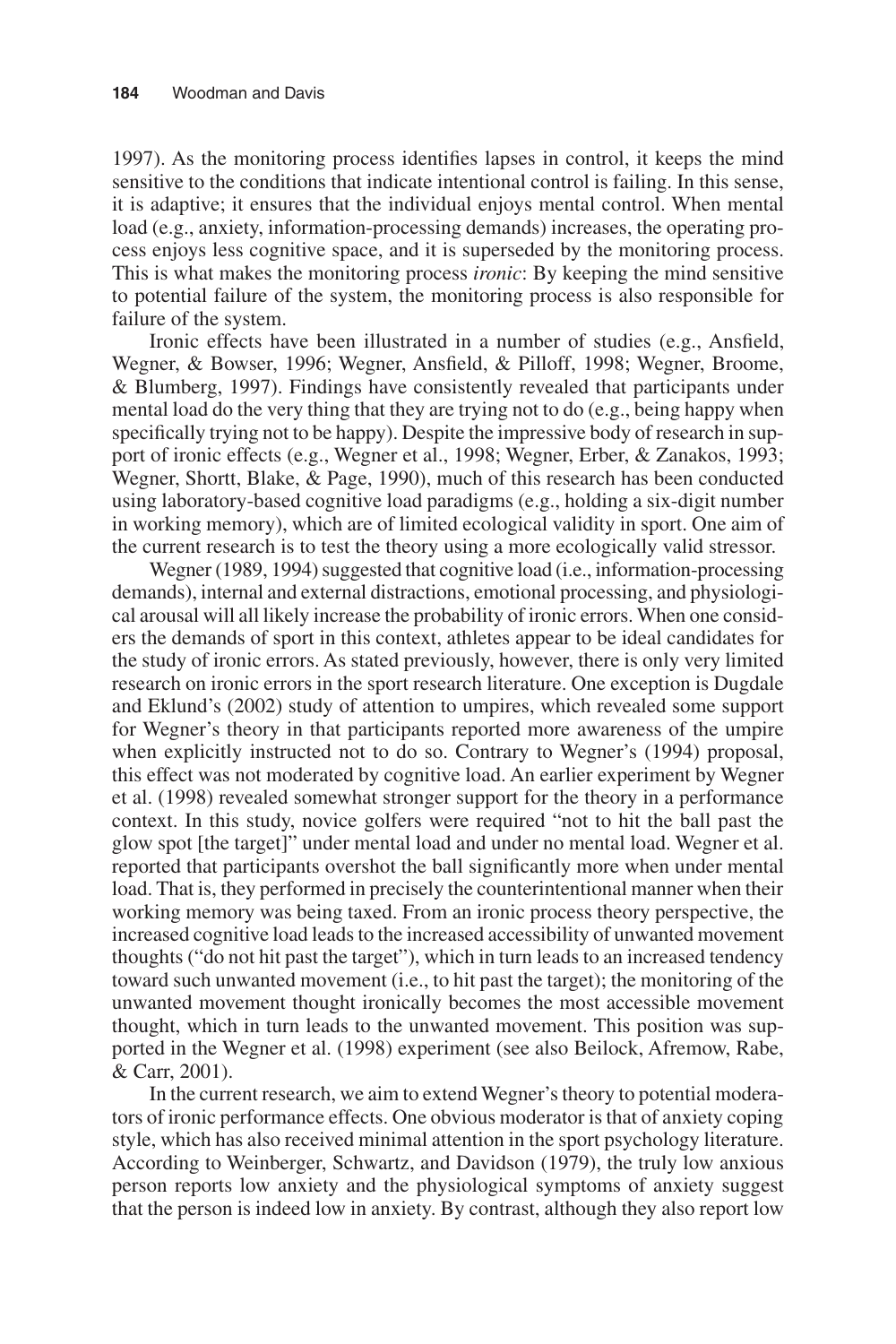1997). As the monitoring process identifies lapses in control, it keeps the mind sensitive to the conditions that indicate intentional control is failing. In this sense, it is adaptive; it ensures that the individual enjoys mental control. When mental load (e.g., anxiety, information-processing demands) increases, the operating process enjoys less cognitive space, and it is superseded by the monitoring process. This is what makes the monitoring process *ironic*: By keeping the mind sensitive to potential failure of the system, the monitoring process is also responsible for failure of the system.

Ironic effects have been illustrated in a number of studies (e.g., Ansfield, Wegner, & Bowser, 1996; Wegner, Ansfield, & Pilloff, 1998; Wegner, Broome, & Blumberg, 1997). Findings have consistently revealed that participants under mental load do the very thing that they are trying not to do (e.g., being happy when specifically trying not to be happy). Despite the impressive body of research in support of ironic effects (e.g., Wegner et al., 1998; Wegner, Erber, & Zanakos, 1993; Wegner, Shortt, Blake, & Page, 1990), much of this research has been conducted using laboratory-based cognitive load paradigms (e.g., holding a six-digit number in working memory), which are of limited ecological validity in sport. One aim of the current research is to test the theory using a more ecologically valid stressor.

Wegner (1989, 1994) suggested that cognitive load (i.e., information-processing demands), internal and external distractions, emotional processing, and physiological arousal will all likely increase the probability of ironic errors. When one considers the demands of sport in this context, athletes appear to be ideal candidates for the study of ironic errors. As stated previously, however, there is only very limited research on ironic errors in the sport research literature. One exception is Dugdale and Eklund's (2002) study of attention to umpires, which revealed some support for Wegner's theory in that participants reported more awareness of the umpire when explicitly instructed not to do so. Contrary to Wegner's (1994) proposal, this effect was not moderated by cognitive load. An earlier experiment by Wegner et al. (1998) revealed somewhat stronger support for the theory in a performance context. In this study, novice golfers were required "not to hit the ball past the glow spot [the target]" under mental load and under no mental load. Wegner et al. reported that participants overshot the ball significantly more when under mental load. That is, they performed in precisely the counterintentional manner when their working memory was being taxed. From an ironic process theory perspective, the increased cognitive load leads to the increased accessibility of unwanted movement thoughts ("do not hit past the target"), which in turn leads to an increased tendency toward such unwanted movement (i.e., to hit past the target); the monitoring of the unwanted movement thought ironically becomes the most accessible movement thought, which in turn leads to the unwanted movement. This position was supported in the Wegner et al. (1998) experiment (see also Beilock, Afremow, Rabe, & Carr, 2001).

In the current research, we aim to extend Wegner's theory to potential moderators of ironic performance effects. One obvious moderator is that of anxiety coping style, which has also received minimal attention in the sport psychology literature. According to Weinberger, Schwartz, and Davidson (1979), the truly low anxious person reports low anxiety and the physiological symptoms of anxiety suggest that the person is indeed low in anxiety. By contrast, although they also report low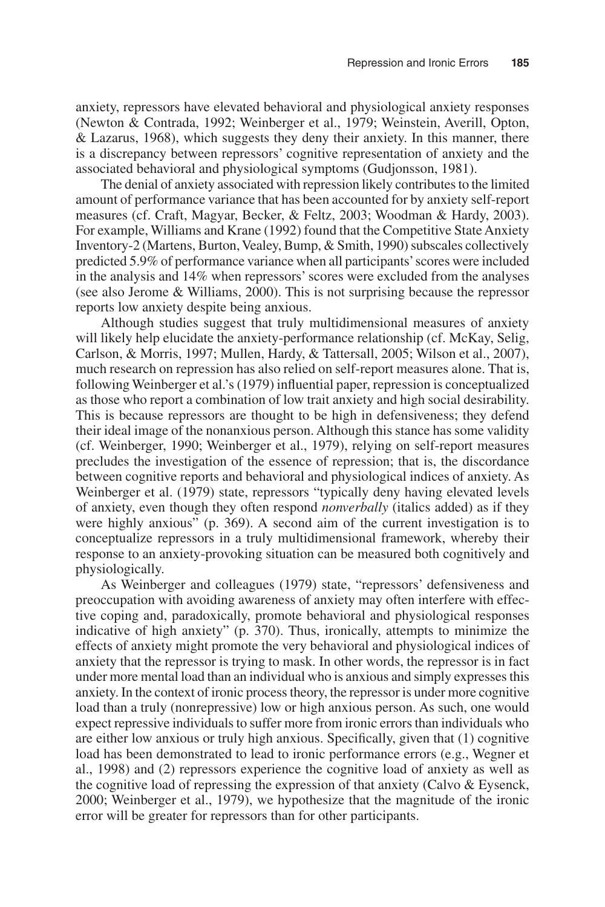anxiety, repressors have elevated behavioral and physiological anxiety responses (Newton & Contrada, 1992; Weinberger et al., 1979; Weinstein, Averill, Opton, & Lazarus, 1968), which suggests they deny their anxiety. In this manner, there is a discrepancy between repressors' cognitive representation of anxiety and the associated behavioral and physiological symptoms (Gudjonsson, 1981).

The denial of anxiety associated with repression likely contributes to the limited amount of performance variance that has been accounted for by anxiety self-report measures (cf. Craft, Magyar, Becker, & Feltz, 2003; Woodman & Hardy, 2003). For example, Williams and Krane (1992) found that the Competitive State Anxiety Inventory-2 (Martens, Burton, Vealey, Bump, & Smith, 1990) subscales collectively predicted 5.9% of performance variance when all participants' scores were included in the analysis and 14% when repressors' scores were excluded from the analyses (see also Jerome & Williams, 2000). This is not surprising because the repressor reports low anxiety despite being anxious.

Although studies suggest that truly multidimensional measures of anxiety will likely help elucidate the anxiety-performance relationship (cf. McKay, Selig, Carlson, & Morris, 1997; Mullen, Hardy, & Tattersall, 2005; Wilson et al., 2007), much research on repression has also relied on self-report measures alone. That is, following Weinberger et al.'s (1979) influential paper, repression is conceptualized as those who report a combination of low trait anxiety and high social desirability. This is because repressors are thought to be high in defensiveness; they defend their ideal image of the nonanxious person. Although this stance has some validity (cf. Weinberger, 1990; Weinberger et al., 1979), relying on self-report measures precludes the investigation of the essence of repression; that is, the discordance between cognitive reports and behavioral and physiological indices of anxiety. As Weinberger et al. (1979) state, repressors "typically deny having elevated levels of anxiety, even though they often respond *nonverbally* (italics added) as if they were highly anxious" (p. 369). A second aim of the current investigation is to conceptualize repressors in a truly multidimensional framework, whereby their response to an anxiety-provoking situation can be measured both cognitively and physiologically.

As Weinberger and colleagues (1979) state, "repressors' defensiveness and preoccupation with avoiding awareness of anxiety may often interfere with effective coping and, paradoxically, promote behavioral and physiological responses indicative of high anxiety" (p. 370). Thus, ironically, attempts to minimize the effects of anxiety might promote the very behavioral and physiological indices of anxiety that the repressor is trying to mask. In other words, the repressor is in fact under more mental load than an individual who is anxious and simply expresses this anxiety. In the context of ironic process theory, the repressor is under more cognitive load than a truly (nonrepressive) low or high anxious person. As such, one would expect repressive individuals to suffer more from ironic errors than individuals who are either low anxious or truly high anxious. Specifically, given that (1) cognitive load has been demonstrated to lead to ironic performance errors (e.g., Wegner et al., 1998) and (2) repressors experience the cognitive load of anxiety as well as the cognitive load of repressing the expression of that anxiety (Calvo & Eysenck, 2000; Weinberger et al., 1979), we hypothesize that the magnitude of the ironic error will be greater for repressors than for other participants.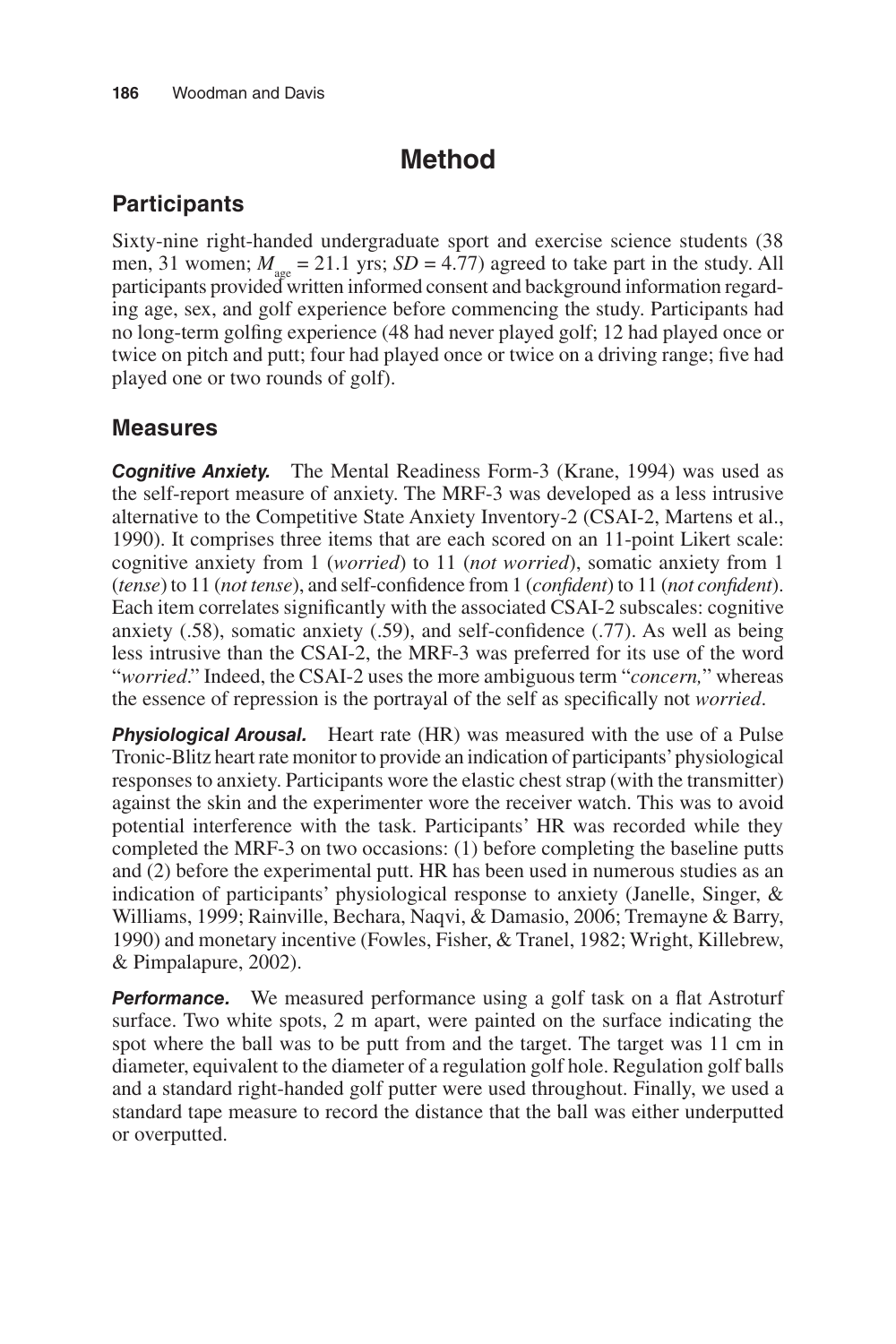# Method

## Participants

Sixty-nine right-handed undergraduate sport and exercise science students (38 men, 31 women; $M_{age}$ = 21.1 yrs; *SD* = 4.77) agreed to take part in the study. All participants provided written informed consent and background information regarding age, sex, and golf experience before commencing the study. Participants had no long-term golfing experience (48 had never played golf; 12 had played once or twice on pitch and putt; four had played once or twice on a driving range; five had played one or two rounds of golf).

## Measures

***Cognitive Anxiety.*** The Mental Readiness Form-3 (Krane, 1994) was used as the self-report measure of anxiety. The MRF-3 was developed as a less intrusive alternative to the Competitive State Anxiety Inventory-2 (CSAI-2, Martens et al., 1990). It comprises three items that are each scored on an 11-point Likert scale: cognitive anxiety from 1 (*worried*) to 11 (*not worried*), somatic anxiety from 1 (*tense*) to 11 (*not tense*), and self-confidence from 1 (*confident*) to 11 (*not confident*). Each item correlates significantly with the associated CSAI-2 subscales: cognitive anxiety (.58), somatic anxiety (.59), and self-confidence (.77). As well as being less intrusive than the CSAI-2, the MRF-3 was preferred for its use of the word "*worried*." Indeed, the CSAI-2 uses the more ambiguous term "*concern,*" whereas the essence of repression is the portrayal of the self as specifically not *worried*.

***Physiological Arousal.*** Heart rate (HR) was measured with the use of a Pulse Tronic-Blitz heart rate monitor to provide an indication of participants' physiological responses to anxiety. Participants wore the elastic chest strap (with the transmitter) against the skin and the experimenter wore the receiver watch. This was to avoid potential interference with the task. Participants' HR was recorded while they completed the MRF-3 on two occasions: (1) before completing the baseline putts and (2) before the experimental putt. HR has been used in numerous studies as an indication of participants' physiological response to anxiety (Janelle, Singer, & Williams, 1999; Rainville, Bechara, Naqvi, & Damasio, 2006; Tremayne & Barry, 1990) and monetary incentive (Fowles, Fisher, & Tranel, 1982; Wright, Killebrew, & Pimpalapure, 2002).

***Performance.*** We measured performance using a golf task on a flat Astroturf surface. Two white spots, 2 m apart, were painted on the surface indicating the spot where the ball was to be putt from and the target. The target was 11 cm in diameter, equivalent to the diameter of a regulation golf hole. Regulation golf balls and a standard right-handed golf putter were used throughout. Finally, we used a standard tape measure to record the distance that the ball was either underputted or overputted.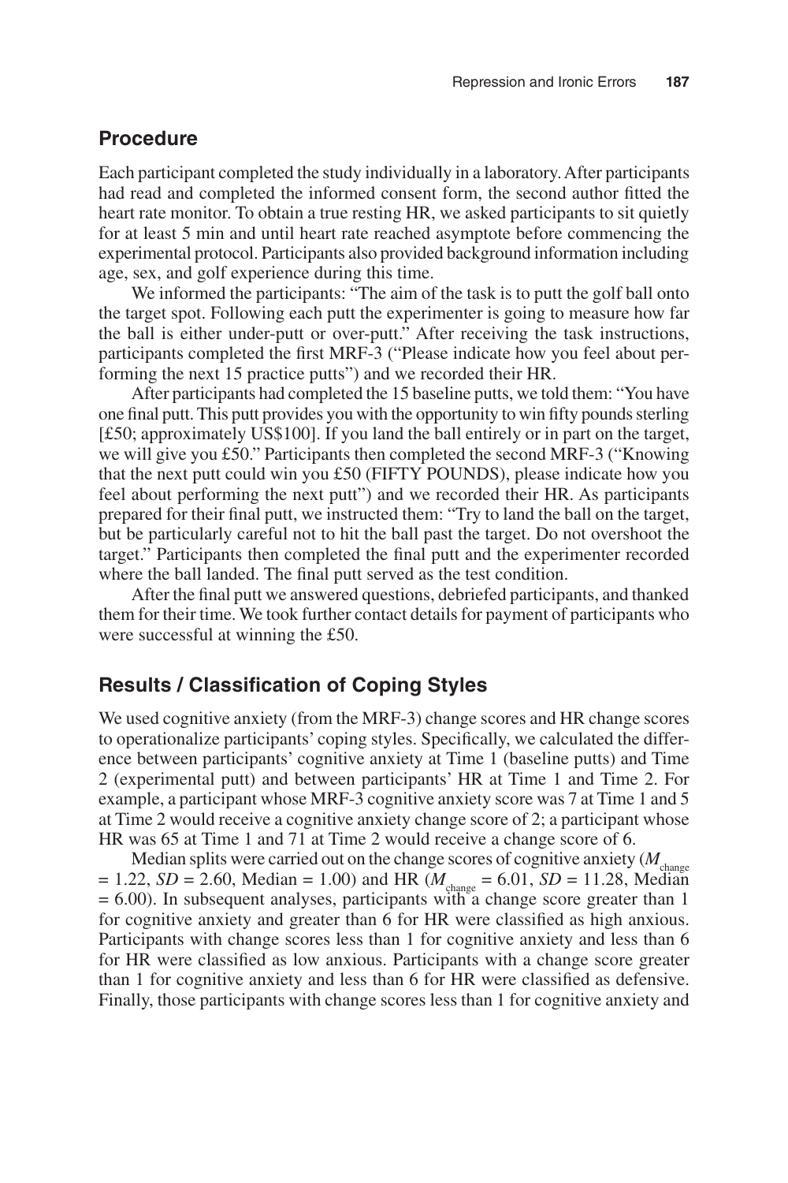## Procedure

Each participant completed the study individually in a laboratory. After participants had read and completed the informed consent form, the second author fitted the heart rate monitor. To obtain a true resting HR, we asked participants to sit quietly for at least 5 min and until heart rate reached asymptote before commencing the experimental protocol. Participants also provided background information including age, sex, and golf experience during this time.

We informed the participants: "The aim of the task is to putt the golf ball onto the target spot. Following each putt the experimenter is going to measure how far the ball is either under-putt or over-putt." After receiving the task instructions, participants completed the first MRF-3 ("Please indicate how you feel about performing the next 15 practice putts") and we recorded their HR.

After participants had completed the 15 baseline putts, we told them: "You have one final putt. This putt provides you with the opportunity to win fifty pounds sterling [£50; approximately US$100]. If you land the ball entirely or in part on the target, we will give you £50." Participants then completed the second MRF-3 ("Knowing that the next putt could win you £50 (FIFTY POUNDS), please indicate how you feel about performing the next putt") and we recorded their HR. As participants prepared for their final putt, we instructed them: "Try to land the ball on the target, but be particularly careful not to hit the ball past the target. Do not overshoot the target." Participants then completed the final putt and the experimenter recorded where the ball landed. The final putt served as the test condition.

After the final putt we answered questions, debriefed participants, and thanked them for their time. We took further contact details for payment of participants who were successful at winning the £50.

## Results / Classification of Coping Styles

We used cognitive anxiety (from the MRF-3) change scores and HR change scores to operationalize participants' coping styles. Specifically, we calculated the difference between participants' cognitive anxiety at Time 1 (baseline putts) and Time 2 (experimental putt) and between participants' HR at Time 1 and Time 2. For example, a participant whose MRF-3 cognitive anxiety score was 7 at Time 1 and 5 at Time 2 would receive a cognitive anxiety change score of 2; a participant whose HR was 65 at Time 1 and 71 at Time 2 would receive a change score of 6.

Median splits were carried out on the change scores of cognitive anxiety ($M_{change}$ = 1.22, $SD$ = 2.60, Median = 1.00) and HR ($M_{change}$ = 6.01, $SD$ = 11.28, Median = 6.00). In subsequent analyses, participants with a change score greater than 1 for cognitive anxiety and greater than 6 for HR were classified as high anxious. Participants with change scores less than 1 for cognitive anxiety and less than 6 for HR were classified as low anxious. Participants with a change score greater than 1 for cognitive anxiety and less than 6 for HR were classified as defensive. Finally, those participants with change scores less than 1 for cognitive anxiety and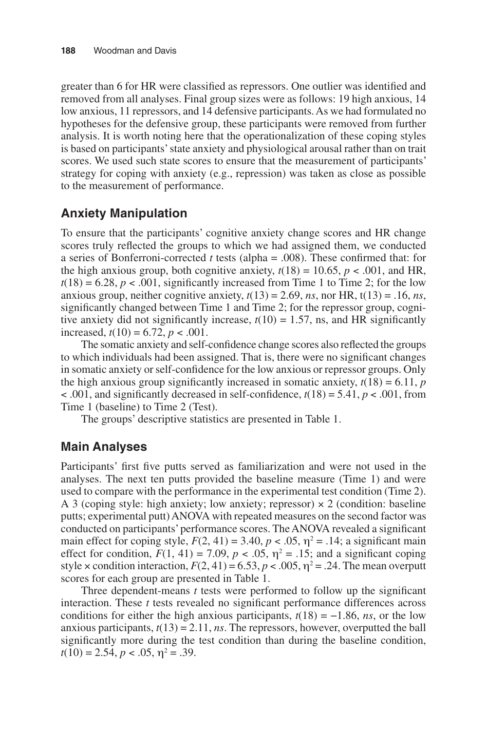greater than 6 for HR were classified as repressors. One outlier was identified and removed from all analyses. Final group sizes were as follows: 19 high anxious, 14 low anxious, 11 repressors, and 14 defensive participants. As we had formulated no hypotheses for the defensive group, these participants were removed from further analysis. It is worth noting here that the operationalization of these coping styles is based on participants' state anxiety and physiological arousal rather than on trait scores. We used such state scores to ensure that the measurement of participants' strategy for coping with anxiety (e.g., repression) was taken as close as possible to the measurement of performance.

## Anxiety Manipulation

To ensure that the participants' cognitive anxiety change scores and HR change scores truly reflected the groups to which we had assigned them, we conducted a series of Bonferroni-corrected *t* tests (alpha = .008). These confirmed that: for the high anxious group, both cognitive anxiety, $t(18) = 10.65$, $p < .001$, and HR, $t(18) = 6.28$, $p < .001$, significantly increased from Time 1 to Time 2; for the low anxious group, neither cognitive anxiety, $t(13) = 2.69$, *ns*, nor HR, $t(13) = .16$, *ns*, significantly changed between Time 1 and Time 2; for the repressor group, cognitive anxiety did not significantly increase, $t(10) = 1.57$, ns, and HR significantly increased, $t(10) = 6.72$, $p < .001$.

The somatic anxiety and self-confidence change scores also reflected the groups to which individuals had been assigned. That is, there were no significant changes in somatic anxiety or self-confidence for the low anxious or repressor groups. Only the high anxious group significantly increased in somatic anxiety, $t(18) = 6.11$, $p < .001$, and significantly decreased in self-confidence, $t(18) = 5.41$, $p < .001$, from Time 1 (baseline) to Time 2 (Test).

The groups' descriptive statistics are presented in Table 1.

## Main Analyses

Participants' first five putts served as familiarization and were not used in the analyses. The next ten putts provided the baseline measure (Time 1) and were used to compare with the performance in the experimental test condition (Time 2). A 3 (coping style: high anxiety; low anxiety; repressor) × 2 (condition: baseline putts; experimental putt) ANOVA with repeated measures on the second factor was conducted on participants' performance scores. The ANOVA revealed a significant main effect for coping style, $F(2, 41) = 3.40$, $p < .05$, $\eta^2 = .14$; a significant main effect for condition, $F(1, 41) = 7.09$, $p < .05$, $\eta^2 = .15$; and a significant coping style × condition interaction, $F(2, 41) = 6.53$, $p < .005$, $\eta^2 = .24$. The mean overputt scores for each group are presented in Table 1.

Three dependent-means *t* tests were performed to follow up the significant interaction. These *t* tests revealed no significant performance differences across conditions for either the high anxious participants, $t(18) = -1.86$, *ns*, or the low anxious participants, $t(13) = 2.11$, *ns*. The repressors, however, overputted the ball significantly more during the test condition than during the baseline condition, $t(10) = 2.54$, $p < .05$, $\eta^2 = .39$.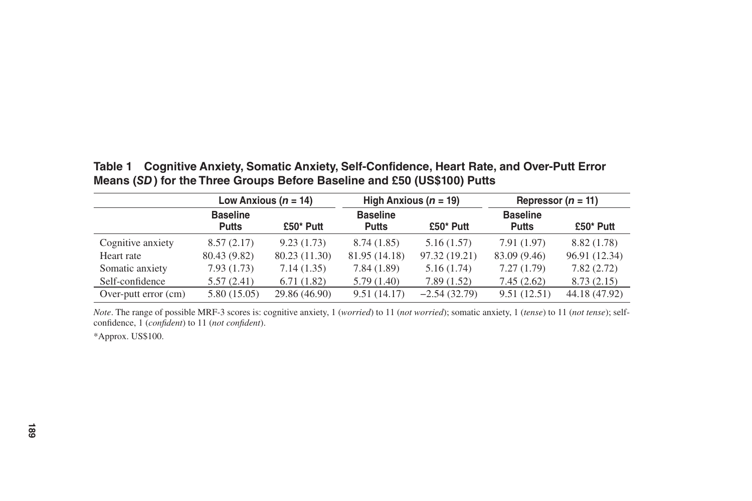**Table 1 Cognitive Anxiety, Somatic Anxiety, Self-Confidence, Heart Rate, and Over-Putt Error Means (*SD*) for the Three Groups Before Baseline and £50 (US$100) Putts**

| | Low Anxious ($n$ = 14) | | High Anxious ($n$ = 19) | | Repressor ($n$ = 11) | |
|---|---|---|---|---|---|---|
| | **Baseline Putts** | **£50* Putt** | **Baseline Putts** | **£50* Putt** | **Baseline Putts** | **£50* Putt** |
| Cognitive anxiety | 8.57 (2.17) | 9.23 (1.73) | 8.74 (1.85) | 5.16 (1.57) | 7.91 (1.97) | 8.82 (1.78) |
| Heart rate | 80.43 (9.82) | 80.23 (11.30) | 81.95 (14.18) | 97.32 (19.21) | 83.09 (9.46) | 96.91 (12.34) |
| Somatic anxiety | 7.93 (1.73) | 7.14 (1.35) | 7.84 (1.89) | 5.16 (1.74) | 7.27 (1.79) | 7.82 (2.72) |
| Self-confidence | 5.57 (2.41) | 6.71 (1.82) | 5.79 (1.40) | 7.89 (1.52) | 7.45 (2.62) | 8.73 (2.15) |
| Over-putt error (cm) | 5.80 (15.05) | 29.86 (46.90) | 9.51 (14.17) | −2.54 (32.79) | 9.51 (12.51) | 44.18 (47.92) |

*Note*. The range of possible MRF-3 scores is: cognitive anxiety, 1 (*worried*) to 11 (*not worried*); somatic anxiety, 1 (*tense*) to 11 (*not tense*); self-confidence, 1 (*confident*) to 11 (*not confident*).

*Approx. US$100.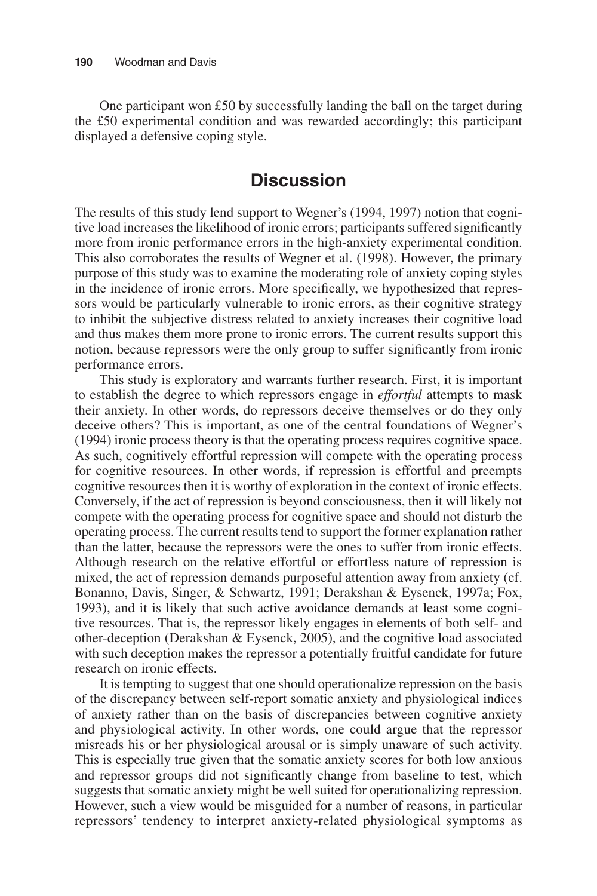One participant won £50 by successfully landing the ball on the target during the £50 experimental condition and was rewarded accordingly; this participant displayed a defensive coping style.

## Discussion

The results of this study lend support to Wegner's (1994, 1997) notion that cognitive load increases the likelihood of ironic errors; participants suffered significantly more from ironic performance errors in the high-anxiety experimental condition. This also corroborates the results of Wegner et al. (1998). However, the primary purpose of this study was to examine the moderating role of anxiety coping styles in the incidence of ironic errors. More specifically, we hypothesized that repressors would be particularly vulnerable to ironic errors, as their cognitive strategy to inhibit the subjective distress related to anxiety increases their cognitive load and thus makes them more prone to ironic errors. The current results support this notion, because repressors were the only group to suffer significantly from ironic performance errors.

This study is exploratory and warrants further research. First, it is important to establish the degree to which repressors engage in *effortful* attempts to mask their anxiety. In other words, do repressors deceive themselves or do they only deceive others? This is important, as one of the central foundations of Wegner's (1994) ironic process theory is that the operating process requires cognitive space. As such, cognitively effortful repression will compete with the operating process for cognitive resources. In other words, if repression is effortful and preempts cognitive resources then it is worthy of exploration in the context of ironic effects. Conversely, if the act of repression is beyond consciousness, then it will likely not compete with the operating process for cognitive space and should not disturb the operating process. The current results tend to support the former explanation rather than the latter, because the repressors were the ones to suffer from ironic effects. Although research on the relative effortful or effortless nature of repression is mixed, the act of repression demands purposeful attention away from anxiety (cf. Bonanno, Davis, Singer, & Schwartz, 1991; Derakshan & Eysenck, 1997a; Fox, 1993), and it is likely that such active avoidance demands at least some cognitive resources. That is, the repressor likely engages in elements of both self- and other-deception (Derakshan & Eysenck, 2005), and the cognitive load associated with such deception makes the repressor a potentially fruitful candidate for future research on ironic effects.

It is tempting to suggest that one should operationalize repression on the basis of the discrepancy between self-report somatic anxiety and physiological indices of anxiety rather than on the basis of discrepancies between cognitive anxiety and physiological activity. In other words, one could argue that the repressor misreads his or her physiological arousal or is simply unaware of such activity. This is especially true given that the somatic anxiety scores for both low anxious and repressor groups did not significantly change from baseline to test, which suggests that somatic anxiety might be well suited for operationalizing repression. However, such a view would be misguided for a number of reasons, in particular repressors' tendency to interpret anxiety-related physiological symptoms as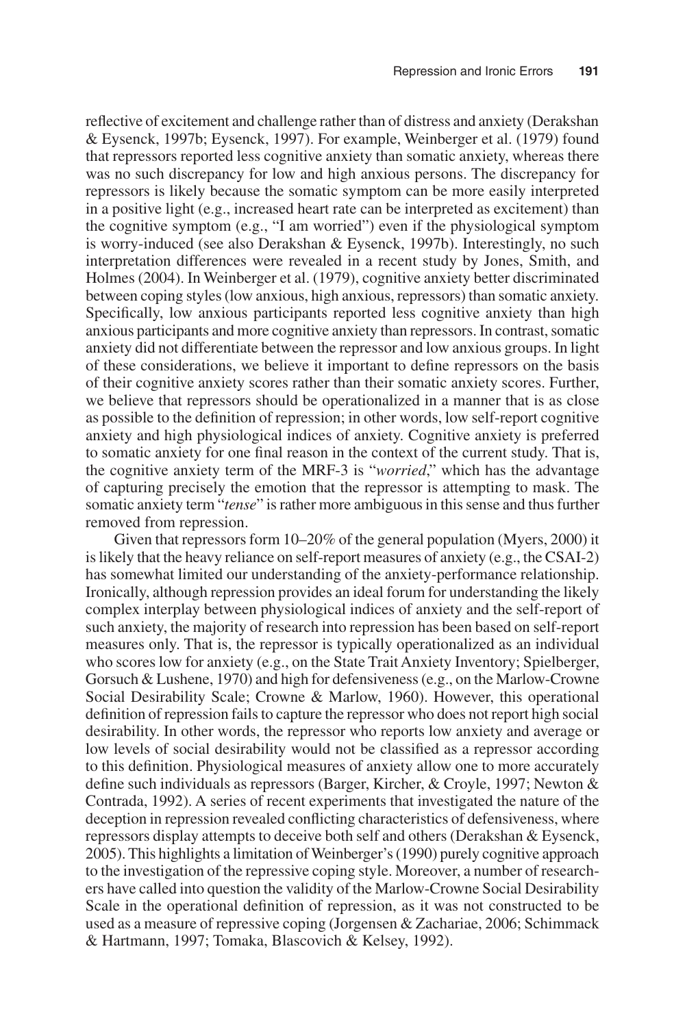reflective of excitement and challenge rather than of distress and anxiety (Derakshan & Eysenck, 1997b; Eysenck, 1997). For example, Weinberger et al. (1979) found that repressors reported less cognitive anxiety than somatic anxiety, whereas there was no such discrepancy for low and high anxious persons. The discrepancy for repressors is likely because the somatic symptom can be more easily interpreted in a positive light (e.g., increased heart rate can be interpreted as excitement) than the cognitive symptom (e.g., "I am worried") even if the physiological symptom is worry-induced (see also Derakshan & Eysenck, 1997b). Interestingly, no such interpretation differences were revealed in a recent study by Jones, Smith, and Holmes (2004). In Weinberger et al. (1979), cognitive anxiety better discriminated between coping styles (low anxious, high anxious, repressors) than somatic anxiety. Specifically, low anxious participants reported less cognitive anxiety than high anxious participants and more cognitive anxiety than repressors. In contrast, somatic anxiety did not differentiate between the repressor and low anxious groups. In light of these considerations, we believe it important to define repressors on the basis of their cognitive anxiety scores rather than their somatic anxiety scores. Further, we believe that repressors should be operationalized in a manner that is as close as possible to the definition of repression; in other words, low self-report cognitive anxiety and high physiological indices of anxiety. Cognitive anxiety is preferred to somatic anxiety for one final reason in the context of the current study. That is, the cognitive anxiety term of the MRF-3 is "*worried*," which has the advantage of capturing precisely the emotion that the repressor is attempting to mask. The somatic anxiety term "*tense*" is rather more ambiguous in this sense and thus further removed from repression.

Given that repressors form 10–20% of the general population (Myers, 2000) it is likely that the heavy reliance on self-report measures of anxiety (e.g., the CSAI-2) has somewhat limited our understanding of the anxiety-performance relationship. Ironically, although repression provides an ideal forum for understanding the likely complex interplay between physiological indices of anxiety and the self-report of such anxiety, the majority of research into repression has been based on self-report measures only. That is, the repressor is typically operationalized as an individual who scores low for anxiety (e.g., on the State Trait Anxiety Inventory; Spielberger, Gorsuch & Lushene, 1970) and high for defensiveness (e.g., on the Marlow-Crowne Social Desirability Scale; Crowne & Marlow, 1960). However, this operational definition of repression fails to capture the repressor who does not report high social desirability. In other words, the repressor who reports low anxiety and average or low levels of social desirability would not be classified as a repressor according to this definition. Physiological measures of anxiety allow one to more accurately define such individuals as repressors (Barger, Kircher, & Croyle, 1997; Newton & Contrada, 1992). A series of recent experiments that investigated the nature of the deception in repression revealed conflicting characteristics of defensiveness, where repressors display attempts to deceive both self and others (Derakshan & Eysenck, 2005). This highlights a limitation of Weinberger's (1990) purely cognitive approach to the investigation of the repressive coping style. Moreover, a number of researchers have called into question the validity of the Marlow-Crowne Social Desirability Scale in the operational definition of repression, as it was not constructed to be used as a measure of repressive coping (Jorgensen & Zachariae, 2006; Schimmack & Hartmann, 1997; Tomaka, Blascovich & Kelsey, 1992).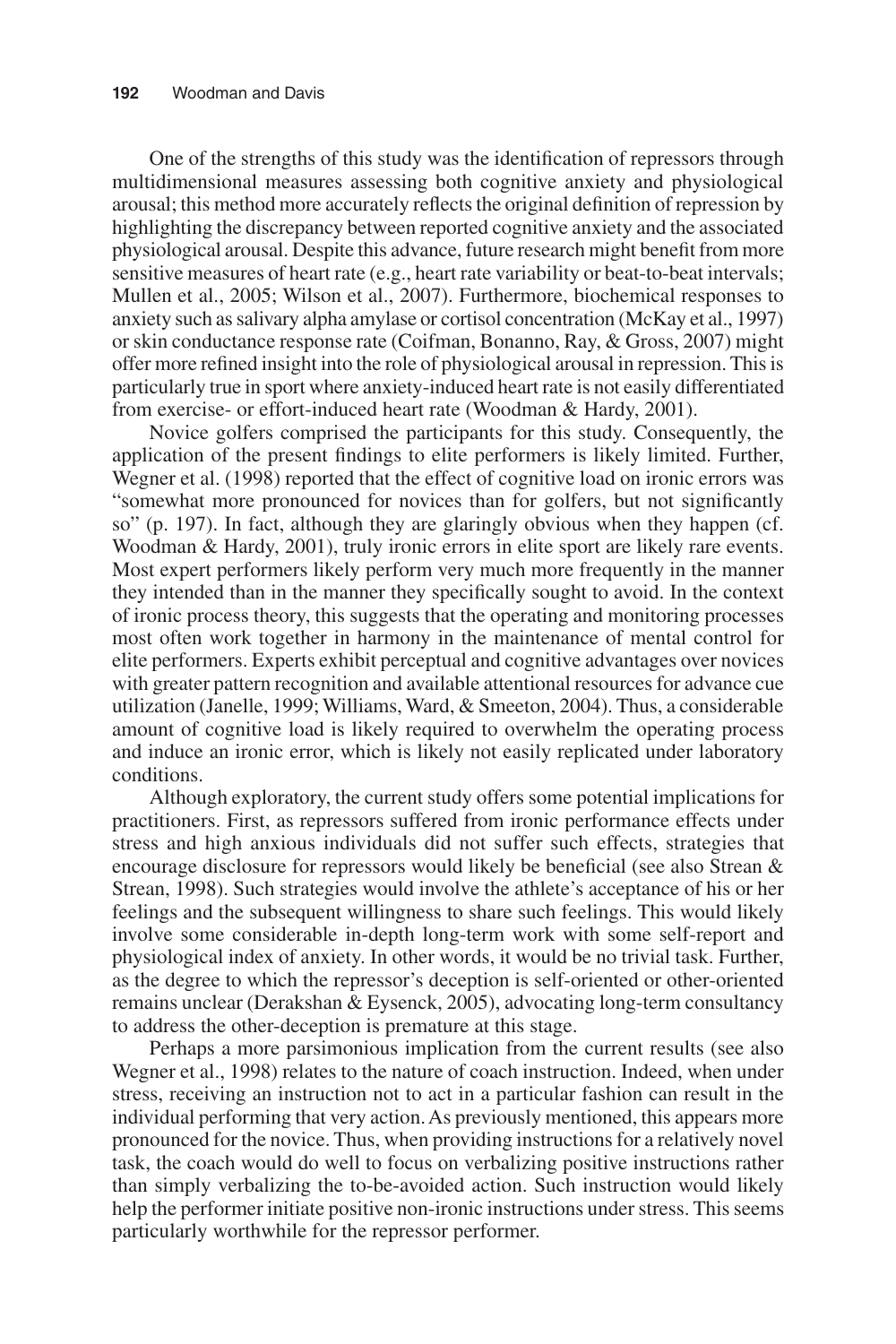One of the strengths of this study was the identification of repressors through multidimensional measures assessing both cognitive anxiety and physiological arousal; this method more accurately reflects the original definition of repression by highlighting the discrepancy between reported cognitive anxiety and the associated physiological arousal. Despite this advance, future research might benefit from more sensitive measures of heart rate (e.g., heart rate variability or beat-to-beat intervals; Mullen et al., 2005; Wilson et al., 2007). Furthermore, biochemical responses to anxiety such as salivary alpha amylase or cortisol concentration (McKay et al., 1997) or skin conductance response rate (Coifman, Bonanno, Ray, & Gross, 2007) might offer more refined insight into the role of physiological arousal in repression. This is particularly true in sport where anxiety-induced heart rate is not easily differentiated from exercise- or effort-induced heart rate (Woodman & Hardy, 2001).

Novice golfers comprised the participants for this study. Consequently, the application of the present findings to elite performers is likely limited. Further, Wegner et al. (1998) reported that the effect of cognitive load on ironic errors was "somewhat more pronounced for novices than for golfers, but not significantly so" (p. 197). In fact, although they are glaringly obvious when they happen (cf. Woodman & Hardy, 2001), truly ironic errors in elite sport are likely rare events. Most expert performers likely perform very much more frequently in the manner they intended than in the manner they specifically sought to avoid. In the context of ironic process theory, this suggests that the operating and monitoring processes most often work together in harmony in the maintenance of mental control for elite performers. Experts exhibit perceptual and cognitive advantages over novices with greater pattern recognition and available attentional resources for advance cue utilization (Janelle, 1999; Williams, Ward, & Smeeton, 2004). Thus, a considerable amount of cognitive load is likely required to overwhelm the operating process and induce an ironic error, which is likely not easily replicated under laboratory conditions.

Although exploratory, the current study offers some potential implications for practitioners. First, as repressors suffered from ironic performance effects under stress and high anxious individuals did not suffer such effects, strategies that encourage disclosure for repressors would likely be beneficial (see also Strean & Strean, 1998). Such strategies would involve the athlete's acceptance of his or her feelings and the subsequent willingness to share such feelings. This would likely involve some considerable in-depth long-term work with some self-report and physiological index of anxiety. In other words, it would be no trivial task. Further, as the degree to which the repressor's deception is self-oriented or other-oriented remains unclear (Derakshan & Eysenck, 2005), advocating long-term consultancy to address the other-deception is premature at this stage.

Perhaps a more parsimonious implication from the current results (see also Wegner et al., 1998) relates to the nature of coach instruction. Indeed, when under stress, receiving an instruction not to act in a particular fashion can result in the individual performing that very action. As previously mentioned, this appears more pronounced for the novice. Thus, when providing instructions for a relatively novel task, the coach would do well to focus on verbalizing positive instructions rather than simply verbalizing the to-be-avoided action. Such instruction would likely help the performer initiate positive non-ironic instructions under stress. This seems particularly worthwhile for the repressor performer.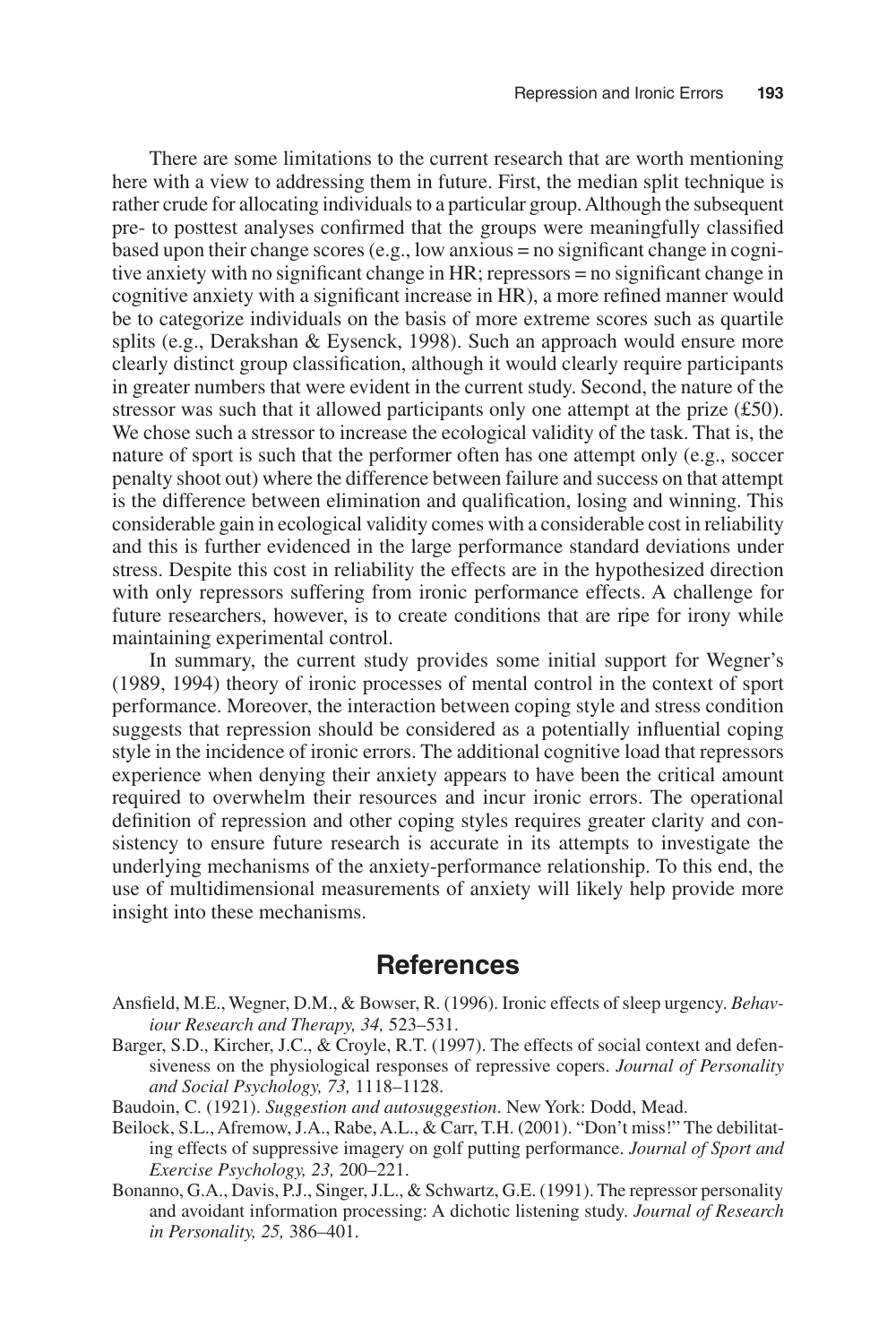There are some limitations to the current research that are worth mentioning here with a view to addressing them in future. First, the median split technique is rather crude for allocating individuals to a particular group. Although the subsequent pre- to posttest analyses confirmed that the groups were meaningfully classified based upon their change scores (e.g., low anxious = no significant change in cognitive anxiety with no significant change in HR; repressors = no significant change in cognitive anxiety with a significant increase in HR), a more refined manner would be to categorize individuals on the basis of more extreme scores such as quartile splits (e.g., Derakshan & Eysenck, 1998). Such an approach would ensure more clearly distinct group classification, although it would clearly require participants in greater numbers that were evident in the current study. Second, the nature of the stressor was such that it allowed participants only one attempt at the prize (£50). We chose such a stressor to increase the ecological validity of the task. That is, the nature of sport is such that the performer often has one attempt only (e.g., soccer penalty shoot out) where the difference between failure and success on that attempt is the difference between elimination and qualification, losing and winning. This considerable gain in ecological validity comes with a considerable cost in reliability and this is further evidenced in the large performance standard deviations under stress. Despite this cost in reliability the effects are in the hypothesized direction with only repressors suffering from ironic performance effects. A challenge for future researchers, however, is to create conditions that are ripe for irony while maintaining experimental control.

In summary, the current study provides some initial support for Wegner's (1989, 1994) theory of ironic processes of mental control in the context of sport performance. Moreover, the interaction between coping style and stress condition suggests that repression should be considered as a potentially influential coping style in the incidence of ironic errors. The additional cognitive load that repressors experience when denying their anxiety appears to have been the critical amount required to overwhelm their resources and incur ironic errors. The operational definition of repression and other coping styles requires greater clarity and consistency to ensure future research is accurate in its attempts to investigate the underlying mechanisms of the anxiety-performance relationship. To this end, the use of multidimensional measurements of anxiety will likely help provide more insight into these mechanisms.

## References

Ansfield, M.E., Wegner, D.M., & Bowser, R. (1996). Ironic effects of sleep urgency. *Behaviour Research and Therapy, 34,* 523–531.

Barger, S.D., Kircher, J.C., & Croyle, R.T. (1997). The effects of social context and defensiveness on the physiological responses of repressive copers. *Journal of Personality and Social Psychology, 73,* 1118–1128.

Baudoin, C. (1921). *Suggestion and autosuggestion*. New York: Dodd, Mead.

Beilock, S.L., Afremow, J.A., Rabe, A.L., & Carr, T.H. (2001). "Don't miss!" The debilitating effects of suppressive imagery on golf putting performance. *Journal of Sport and Exercise Psychology, 23,* 200–221.

Bonanno, G.A., Davis, P.J., Singer, J.L., & Schwartz, G.E. (1991). The repressor personality and avoidant information processing: A dichotic listening study. *Journal of Research in Personality, 25,* 386–401.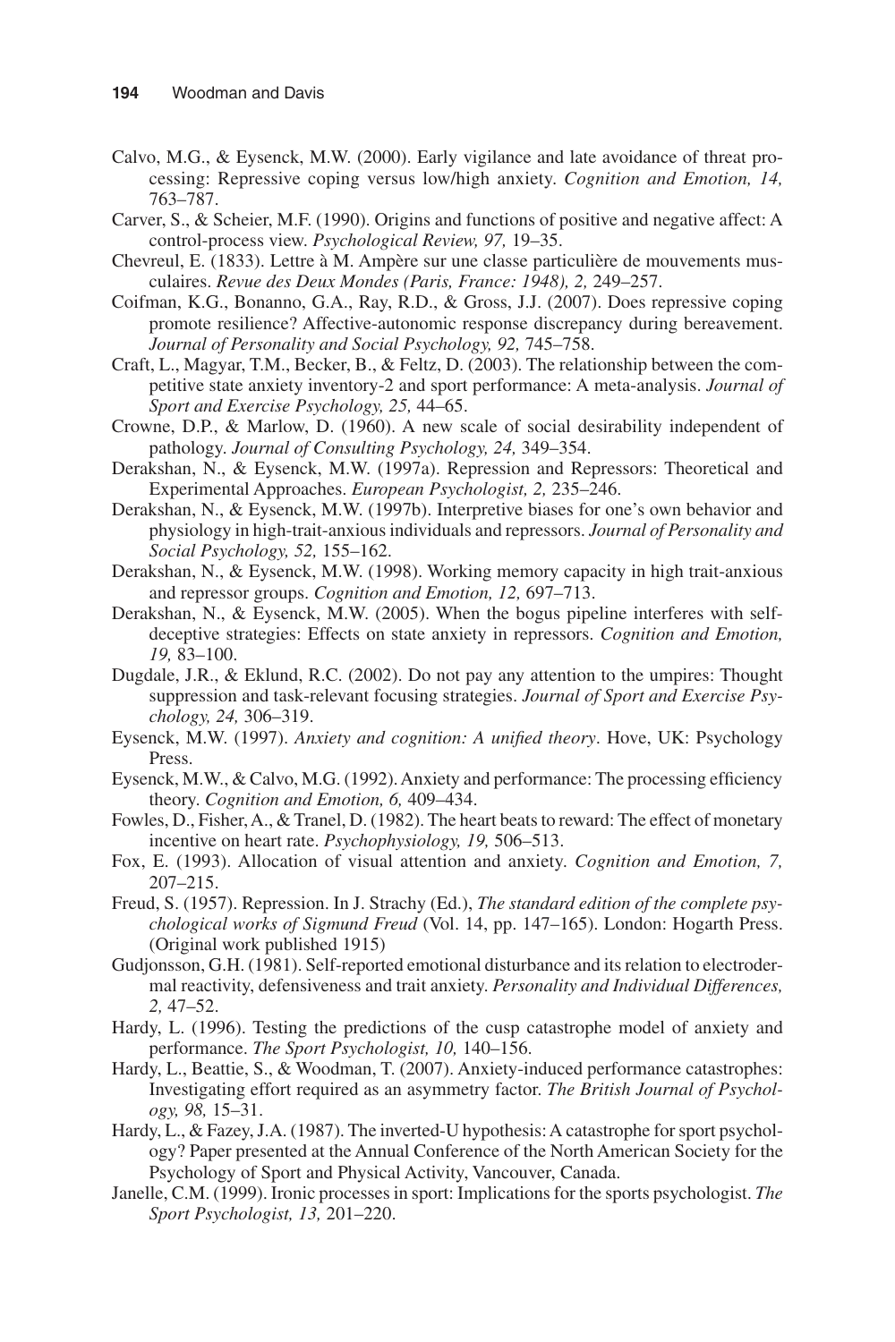Calvo, M.G., & Eysenck, M.W. (2000). Early vigilance and late avoidance of threat processing: Repressive coping versus low/high anxiety. *Cognition and Emotion, 14,* 763–787.

Carver, S., & Scheier, M.F. (1990). Origins and functions of positive and negative affect: A control-process view. *Psychological Review, 97,* 19–35.

Chevreul, E. (1833). Lettre à M. Ampère sur une classe particulière de mouvements musculaires. *Revue des Deux Mondes (Paris, France: 1948), 2,* 249–257.

Coifman, K.G., Bonanno, G.A., Ray, R.D., & Gross, J.J. (2007). Does repressive coping promote resilience? Affective-autonomic response discrepancy during bereavement. *Journal of Personality and Social Psychology, 92,* 745–758.

Craft, L., Magyar, T.M., Becker, B., & Feltz, D. (2003). The relationship between the competitive state anxiety inventory-2 and sport performance: A meta-analysis. *Journal of Sport and Exercise Psychology, 25,* 44–65.

Crowne, D.P., & Marlow, D. (1960). A new scale of social desirability independent of pathology. *Journal of Consulting Psychology, 24,* 349–354.

Derakshan, N., & Eysenck, M.W. (1997a). Repression and Repressors: Theoretical and Experimental Approaches. *European Psychologist, 2,* 235–246.

Derakshan, N., & Eysenck, M.W. (1997b). Interpretive biases for one's own behavior and physiology in high-trait-anxious individuals and repressors. *Journal of Personality and Social Psychology, 52,* 155–162.

Derakshan, N., & Eysenck, M.W. (1998). Working memory capacity in high trait-anxious and repressor groups. *Cognition and Emotion, 12,* 697–713.

Derakshan, N., & Eysenck, M.W. (2005). When the bogus pipeline interferes with self-deceptive strategies: Effects on state anxiety in repressors. *Cognition and Emotion, 19,* 83–100.

Dugdale, J.R., & Eklund, R.C. (2002). Do not pay any attention to the umpires: Thought suppression and task-relevant focusing strategies. *Journal of Sport and Exercise Psychology, 24,* 306–319.

Eysenck, M.W. (1997). *Anxiety and cognition: A unified theory*. Hove, UK: Psychology Press.

Eysenck, M.W., & Calvo, M.G. (1992). Anxiety and performance: The processing efficiency theory. *Cognition and Emotion, 6,* 409–434.

Fowles, D., Fisher, A., & Tranel, D. (1982). The heart beats to reward: The effect of monetary incentive on heart rate. *Psychophysiology, 19,* 506–513.

Fox, E. (1993). Allocation of visual attention and anxiety. *Cognition and Emotion, 7,* 207–215.

Freud, S. (1957). Repression. In J. Strachy (Ed.), *The standard edition of the complete psychological works of Sigmund Freud* (Vol. 14, pp. 147–165). London: Hogarth Press. (Original work published 1915)

Gudjonsson, G.H. (1981). Self-reported emotional disturbance and its relation to electrodermal reactivity, defensiveness and trait anxiety. *Personality and Individual Differences, 2,* 47–52.

Hardy, L. (1996). Testing the predictions of the cusp catastrophe model of anxiety and performance. *The Sport Psychologist, 10,* 140–156.

Hardy, L., Beattie, S., & Woodman, T. (2007). Anxiety-induced performance catastrophes: Investigating effort required as an asymmetry factor. *The British Journal of Psychology, 98,* 15–31.

Hardy, L., & Fazey, J.A. (1987). The inverted-U hypothesis: A catastrophe for sport psychology? Paper presented at the Annual Conference of the North American Society for the Psychology of Sport and Physical Activity, Vancouver, Canada.

Janelle, C.M. (1999). Ironic processes in sport: Implications for the sports psychologist. *The Sport Psychologist, 13,* 201–220.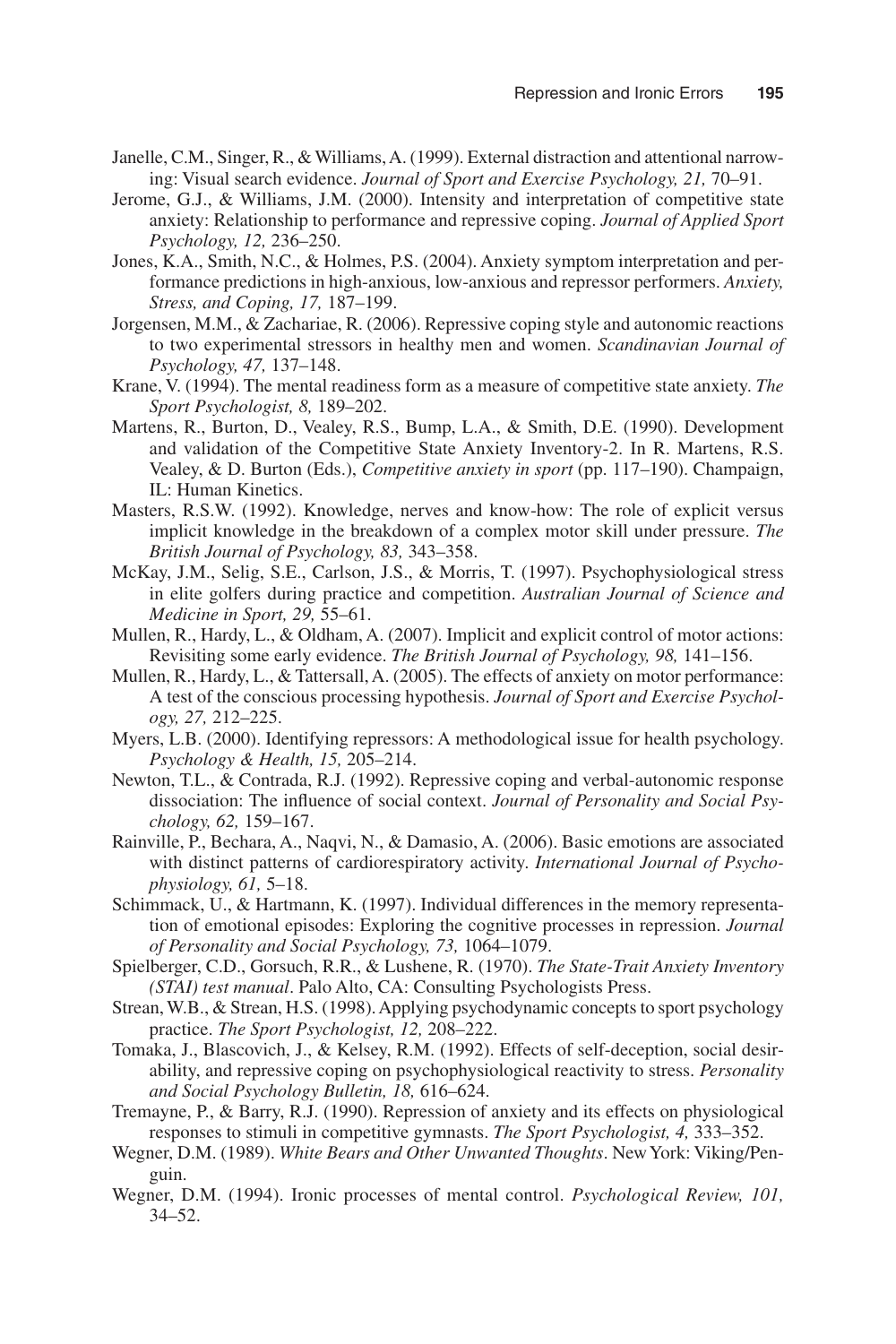Janelle, C.M., Singer, R., & Williams, A. (1999). External distraction and attentional narrowing: Visual search evidence. *Journal of Sport and Exercise Psychology, 21,* 70–91.

Jerome, G.J., & Williams, J.M. (2000). Intensity and interpretation of competitive state anxiety: Relationship to performance and repressive coping. *Journal of Applied Sport Psychology, 12,* 236–250.

Jones, K.A., Smith, N.C., & Holmes, P.S. (2004). Anxiety symptom interpretation and performance predictions in high-anxious, low-anxious and repressor performers. *Anxiety, Stress, and Coping, 17,* 187–199.

Jorgensen, M.M., & Zachariae, R. (2006). Repressive coping style and autonomic reactions to two experimental stressors in healthy men and women. *Scandinavian Journal of Psychology, 47,* 137–148.

Krane, V. (1994). The mental readiness form as a measure of competitive state anxiety. *The Sport Psychologist, 8,* 189–202.

Martens, R., Burton, D., Vealey, R.S., Bump, L.A., & Smith, D.E. (1990). Development and validation of the Competitive State Anxiety Inventory-2. In R. Martens, R.S. Vealey, & D. Burton (Eds.), *Competitive anxiety in sport* (pp. 117–190). Champaign, IL: Human Kinetics.

Masters, R.S.W. (1992). Knowledge, nerves and know-how: The role of explicit versus implicit knowledge in the breakdown of a complex motor skill under pressure. *The British Journal of Psychology, 83,* 343–358.

McKay, J.M., Selig, S.E., Carlson, J.S., & Morris, T. (1997). Psychophysiological stress in elite golfers during practice and competition. *Australian Journal of Science and Medicine in Sport, 29,* 55–61.

Mullen, R., Hardy, L., & Oldham, A. (2007). Implicit and explicit control of motor actions: Revisiting some early evidence. *The British Journal of Psychology, 98,* 141–156.

Mullen, R., Hardy, L., & Tattersall, A. (2005). The effects of anxiety on motor performance: A test of the conscious processing hypothesis. *Journal of Sport and Exercise Psychology, 27,* 212–225.

Myers, L.B. (2000). Identifying repressors: A methodological issue for health psychology. *Psychology & Health, 15,* 205–214.

Newton, T.L., & Contrada, R.J. (1992). Repressive coping and verbal-autonomic response dissociation: The influence of social context. *Journal of Personality and Social Psychology, 62,* 159–167.

Rainville, P., Bechara, A., Naqvi, N., & Damasio, A. (2006). Basic emotions are associated with distinct patterns of cardiorespiratory activity. *International Journal of Psychophysiology, 61,* 5–18.

Schimmack, U., & Hartmann, K. (1997). Individual differences in the memory representation of emotional episodes: Exploring the cognitive processes in repression. *Journal of Personality and Social Psychology, 73,* 1064–1079.

Spielberger, C.D., Gorsuch, R.R., & Lushene, R. (1970). *The State-Trait Anxiety Inventory (STAI) test manual*. Palo Alto, CA: Consulting Psychologists Press.

Strean, W.B., & Strean, H.S. (1998). Applying psychodynamic concepts to sport psychology practice. *The Sport Psychologist, 12,* 208–222.

Tomaka, J., Blascovich, J., & Kelsey, R.M. (1992). Effects of self-deception, social desirability, and repressive coping on psychophysiological reactivity to stress. *Personality and Social Psychology Bulletin, 18,* 616–624.

Tremayne, P., & Barry, R.J. (1990). Repression of anxiety and its effects on physiological responses to stimuli in competitive gymnasts. *The Sport Psychologist, 4,* 333–352.

Wegner, D.M. (1989). *White Bears and Other Unwanted Thoughts*. New York: Viking/Penguin.

Wegner, D.M. (1994). Ironic processes of mental control. *Psychological Review, 101,* 34–52.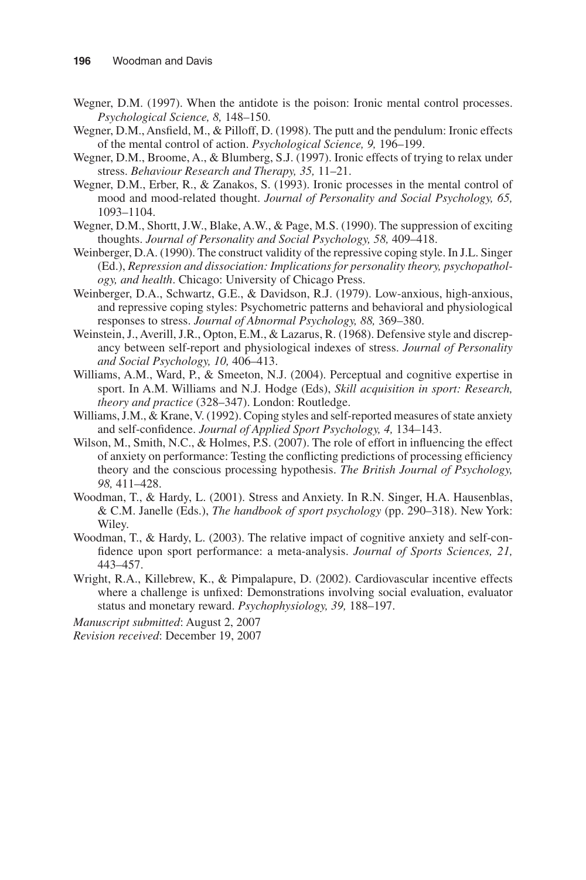Wegner, D.M. (1997). When the antidote is the poison: Ironic mental control processes. *Psychological Science, 8,* 148–150.

Wegner, D.M., Ansfield, M., & Pilloff, D. (1998). The putt and the pendulum: Ironic effects of the mental control of action. *Psychological Science, 9,* 196–199.

Wegner, D.M., Broome, A., & Blumberg, S.J. (1997). Ironic effects of trying to relax under stress. *Behaviour Research and Therapy, 35,* 11–21.

Wegner, D.M., Erber, R., & Zanakos, S. (1993). Ironic processes in the mental control of mood and mood-related thought. *Journal of Personality and Social Psychology, 65,* 1093–1104.

Wegner, D.M., Shortt, J.W., Blake, A.W., & Page, M.S. (1990). The suppression of exciting thoughts. *Journal of Personality and Social Psychology, 58,* 409–418.

Weinberger, D.A. (1990). The construct validity of the repressive coping style. In J.L. Singer (Ed.), *Repression and dissociation: Implications for personality theory, psychopathology, and health*. Chicago: University of Chicago Press.

Weinberger, D.A., Schwartz, G.E., & Davidson, R.J. (1979). Low-anxious, high-anxious, and repressive coping styles: Psychometric patterns and behavioral and physiological responses to stress. *Journal of Abnormal Psychology, 88,* 369–380.

Weinstein, J., Averill, J.R., Opton, E.M., & Lazarus, R. (1968). Defensive style and discrepancy between self-report and physiological indexes of stress. *Journal of Personality and Social Psychology, 10,* 406–413.

Williams, A.M., Ward, P., & Smeeton, N.J. (2004). Perceptual and cognitive expertise in sport. In A.M. Williams and N.J. Hodge (Eds), *Skill acquisition in sport: Research, theory and practice* (328–347). London: Routledge.

Williams, J.M., & Krane, V. (1992). Coping styles and self-reported measures of state anxiety and self-confidence. *Journal of Applied Sport Psychology, 4,* 134–143.

Wilson, M., Smith, N.C., & Holmes, P.S. (2007). The role of effort in influencing the effect of anxiety on performance: Testing the conflicting predictions of processing efficiency theory and the conscious processing hypothesis. *The British Journal of Psychology, 98,* 411–428.

Woodman, T., & Hardy, L. (2001). Stress and Anxiety. In R.N. Singer, H.A. Hausenblas, & C.M. Janelle (Eds.), *The handbook of sport psychology* (pp. 290–318). New York: Wiley.

Woodman, T., & Hardy, L. (2003). The relative impact of cognitive anxiety and self-confidence upon sport performance: a meta-analysis. *Journal of Sports Sciences, 21,* 443–457.

Wright, R.A., Killebrew, K., & Pimpalapure, D. (2002). Cardiovascular incentive effects where a challenge is unfixed: Demonstrations involving social evaluation, evaluator status and monetary reward. *Psychophysiology, 39,* 188–197.

*Manuscript submitted*: August 2, 2007
*Revision received*: December 19, 2007